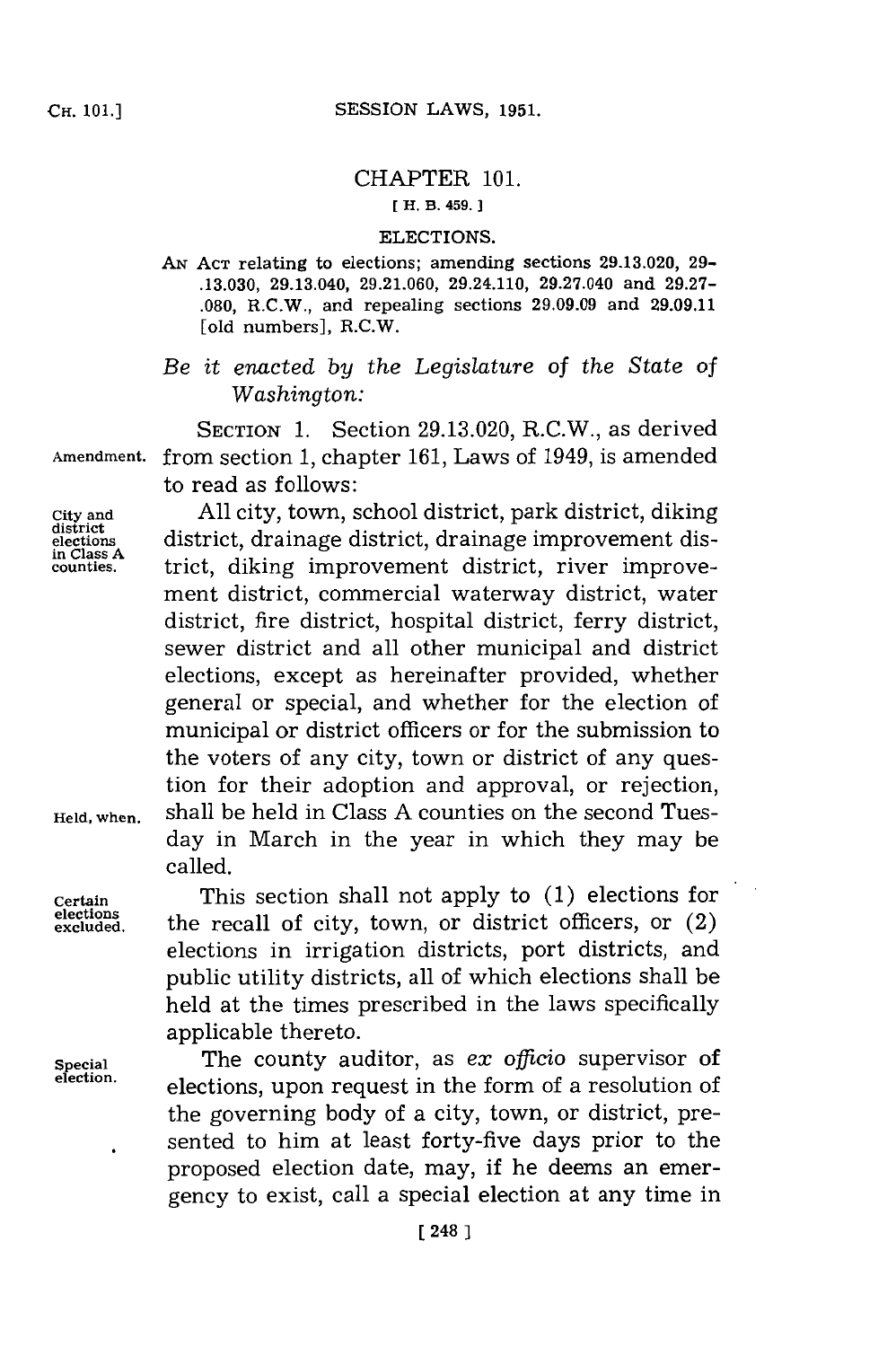# CHAPTER 101.

[ H. B. 459. ]

## ELECTIONS.

AN ACT relating to elections; amending sections 29.13.020, 29-.13.030, 29.13.040, 29.21.060, 29.24.110, 29.27.040 and 29.27-.080, R.C.W., and repealing sections 29.09.09 and 29.09.11 [old numbers], R.C.W.

*Be it enacted by the Legislature of the State of Washington:*

SECTION 1. Section 29.13.020, R.C.W., as derived from section 1, chapter 161, Laws of 1949, is amended to read as follows:

Amendment.

City and district elections in Class A counties.

All city, town, school district, park district, diking district, drainage district, drainage improvement district, diking improvement district, river improvement district, commercial waterway district, water district, fire district, hospital district, ferry district, sewer district and all other municipal and district elections, except as hereinafter provided, whether general or special, and whether for the election of municipal or district officers or for the submission to the voters of any city, town or district of any question for their adoption and approval, or rejection, shall be held in Class A counties on the second Tuesday in March in the year in which they may be called.

Held, when.

Certain elections excluded.

This section shall not apply to (1) elections for the recall of city, town, or district officers, or (2) elections in irrigation districts, port districts, and public utility districts, all of which elections shall be held at the times prescribed in the laws specifically applicable thereto.

Special election.

The county auditor, as *ex officio* supervisor of elections, upon request in the form of a resolution of the governing body of a city, town, or district, presented to him at least forty-five days prior to the proposed election date, may, if he deems an emergency to exist, call a special election at any time in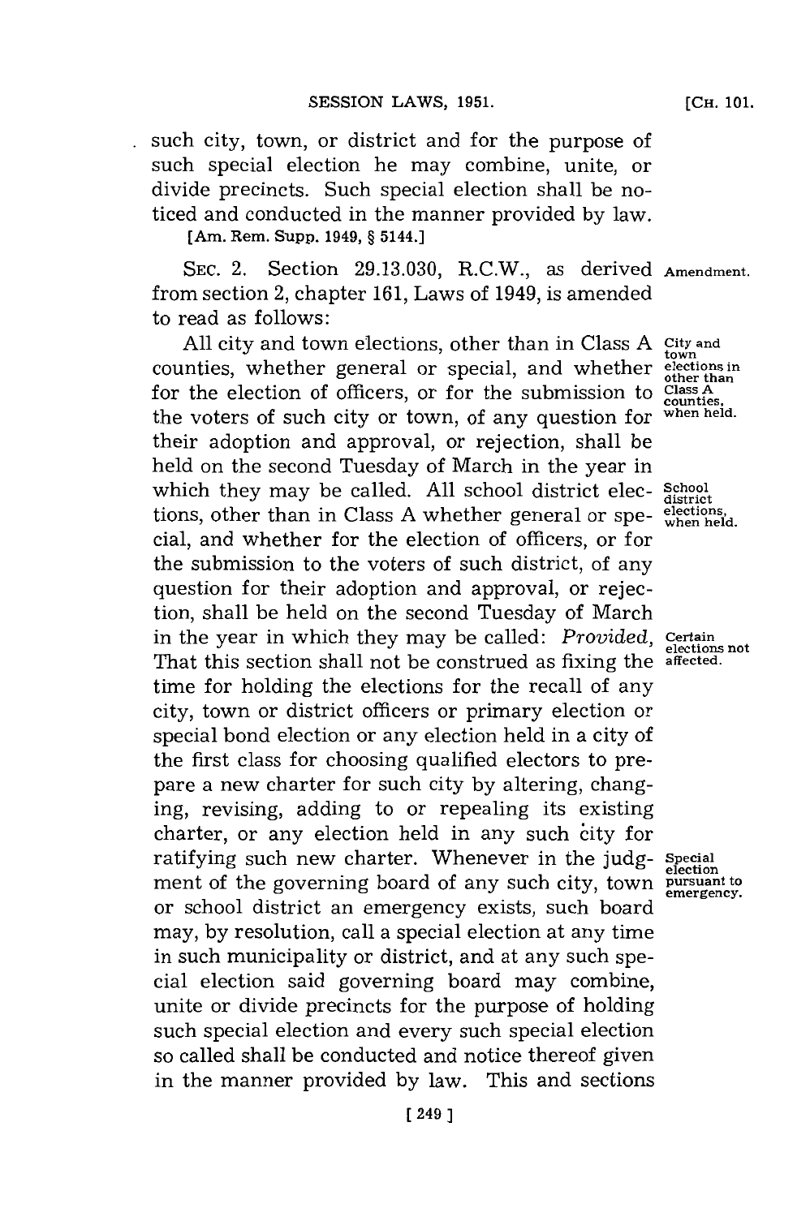such city, town, or district and for the purpose of such special election he may combine, unite, or divide precincts. Such special election shall be noticed and conducted in the manner provided by law.

[Am. Rem. Supp. 1949, § 5144.]

SEC. 2. Section 29.13.030, R.C.W., as derived from section 2, chapter 161, Laws of 1949, is amended to read as follows: **Amendment.**

All city and town elections, other than in Class A counties, whether general or special, and whether for the election of officers, or for the submission to the voters of such city or town, of any question for their adoption and approval, or rejection, shall be held on the second Tuesday of March in the year in which they may be called. **City and town elections in other than Class A counties, when held.** All school district elections, other than in Class A whether general or special, and whether for the election of officers, or for the submission to the voters of such district, of any question for their adoption and approval, or rejection, shall be held on the second Tuesday of March in the year in which they may be called: **School district elections, when held.** *Provided,* That this section shall not be construed as fixing the time for holding the elections for the recall of any city, town or district officers or primary election or special bond election or any election held in a city of the first class for choosing qualified electors to prepare a new charter for such city by altering, changing, revising, adding to or repealing its existing charter, or any election held in any such city for ratifying such new charter. **Certain elections not affected.** Whenever in the judgment of the governing board of any such city, town or school district an emergency exists, such board may, by resolution, call a special election at any time in such municipality or district, and at any such special election said governing board may combine, unite or divide precincts for the purpose of holding such special election and every such special election so called shall be conducted and notice thereof given in the manner provided by law. **Special election pursuant to emergency.** This and sections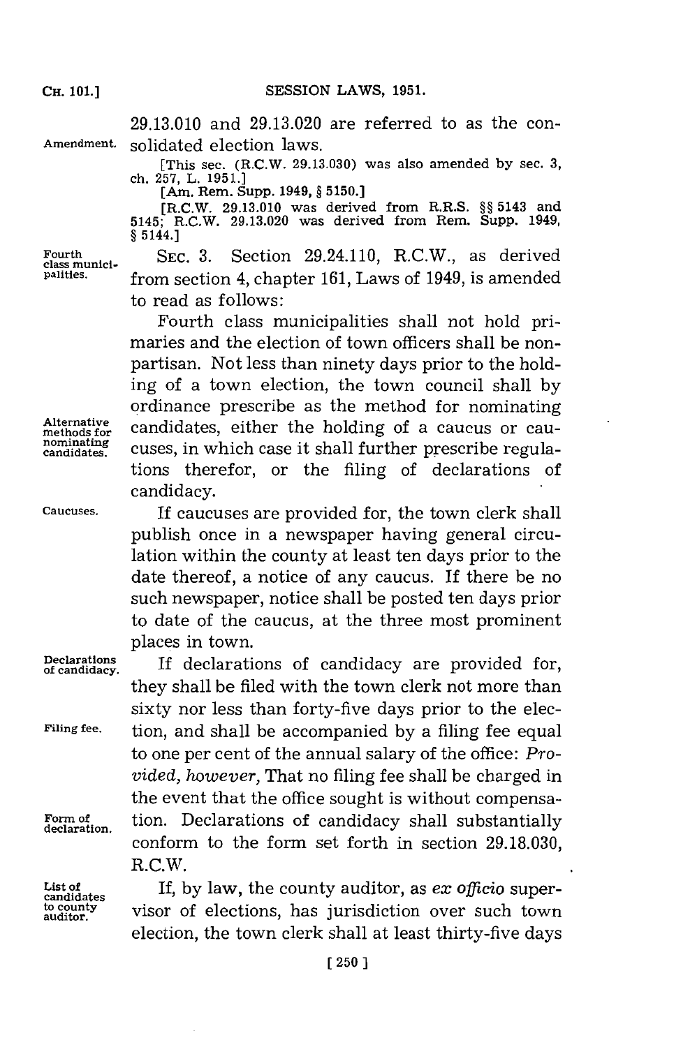29.13.010 and 29.13.020 are referred to as the consolidated election laws.

Amendment.

[This sec. (R.C.W. 29.13.030) was also amended by sec. 3, ch. 257, L. 1951.]
[Am. Rem. Supp. 1949, § 5150.]
[R.C.W. 29.13.010 was derived from R.R.S. §§ 5143 and 5145; R.C.W. 29.13.020 was derived from Rem. Supp. 1949, § 5144.]

Fourth class municipalities.

SEC. 3. Section 29.24.110, R.C.W., as derived from section 4, chapter 161, Laws of 1949, is amended to read as follows:

Fourth class municipalities shall not hold primaries and the election of town officers shall be nonpartisan. Not less than ninety days prior to the holding of a town election, the town council shall by ordinance prescribe as the method for nominating candidates, either the holding of a caucus or caucuses, in which case it shall further prescribe regulations therefor, or the filing of declarations of candidacy.

Alternative methods for nominating candidates.

Caucuses.

If caucuses are provided for, the town clerk shall publish once in a newspaper having general circulation within the county at least ten days prior to the date thereof, a notice of any caucus. If there be no such newspaper, notice shall be posted ten days prior to date of the caucus, at the three most prominent places in town.

Declarations of candidacy.

If declarations of candidacy are provided for, they shall be filed with the town clerk not more than sixty nor less than forty-five days prior to the election, and shall be accompanied by a filing fee equal to one per cent of the annual salary of the office: *Provided, however,* That no filing fee shall be charged in the event that the office sought is without compensation. Declarations of candidacy shall substantially conform to the form set forth in section 29.18.030, R.C.W.

Filing fee.

Form of declaration.

List of candidates to county auditor.

If, by law, the county auditor, as *ex officio* supervisor of elections, has jurisdiction over such town election, the town clerk shall at least thirty-five days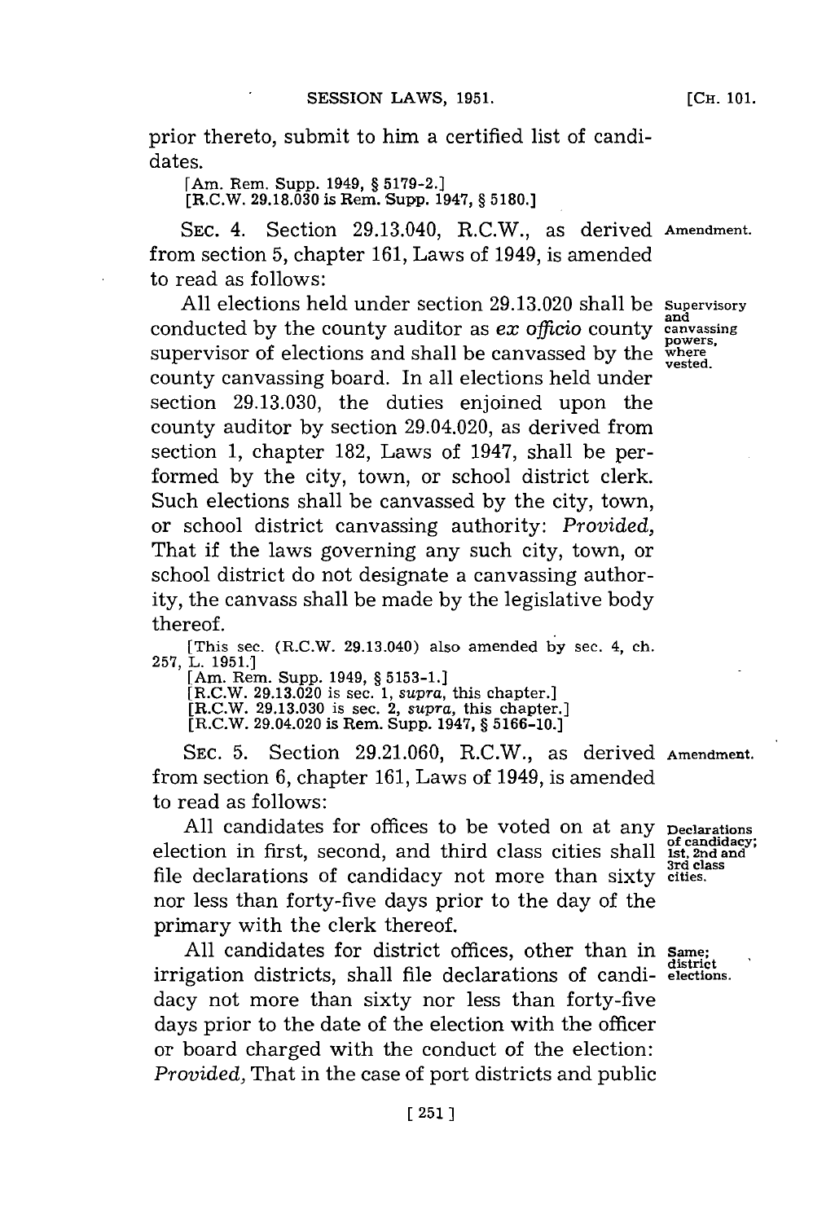prior thereto, submit to him a certified list of candidates.

[Am. Rem. Supp. 1949, § 5179-2.]
[R.C.W. 29.18.030 is Rem. Supp. 1947, § 5180.]

SEC. 4. Section 29.13.040, R.C.W., as derived from section 5, chapter 161, Laws of 1949, is amended to read as follows:

**Amendment.**

All elections held under section 29.13.020 shall be conducted by the county auditor as *ex officio* county supervisor of elections and shall be canvassed by the county canvassing board. In all elections held under section 29.13.030, the duties enjoined upon the county auditor by section 29.04.020, as derived from section 1, chapter 182, Laws of 1947, shall be performed by the city, town, or school district clerk. Such elections shall be canvassed by the city, town, or school district canvassing authority: *Provided,* That if the laws governing any such city, town, or school district do not designate a canvassing authority, the canvass shall be made by the legislative body thereof.

**Supervisory and canvassing powers, where vested.**

[This sec. (R.C.W. 29.13.040) also amended by sec. 4, ch. 257, L. 1951.]
[Am. Rem. Supp. 1949, § 5153-1.]
[R.C.W. 29.13.020 is sec. 1, *supra*, this chapter.]
[R.C.W. 29.13.030 is sec. 2, *supra*, this chapter.]
[R.C.W. 29.04.020 is Rem. Supp. 1947, § 5166-10.]

SEC. 5. Section 29.21.060, R.C.W., as derived from section 6, chapter 161, Laws of 1949, is amended to read as follows:

**Amendment.**

All candidates for offices to be voted on at any election in first, second, and third class cities shall file declarations of candidacy not more than sixty nor less than forty-five days prior to the day of the primary with the clerk thereof.

**Declarations of candidacy; 1st, 2nd and 3rd class cities.**

All candidates for district offices, other than in irrigation districts, shall file declarations of candidacy not more than sixty nor less than forty-five days prior to the date of the election with the officer or board charged with the conduct of the election: *Provided,* That in the case of port districts and public

**Same; district elections.**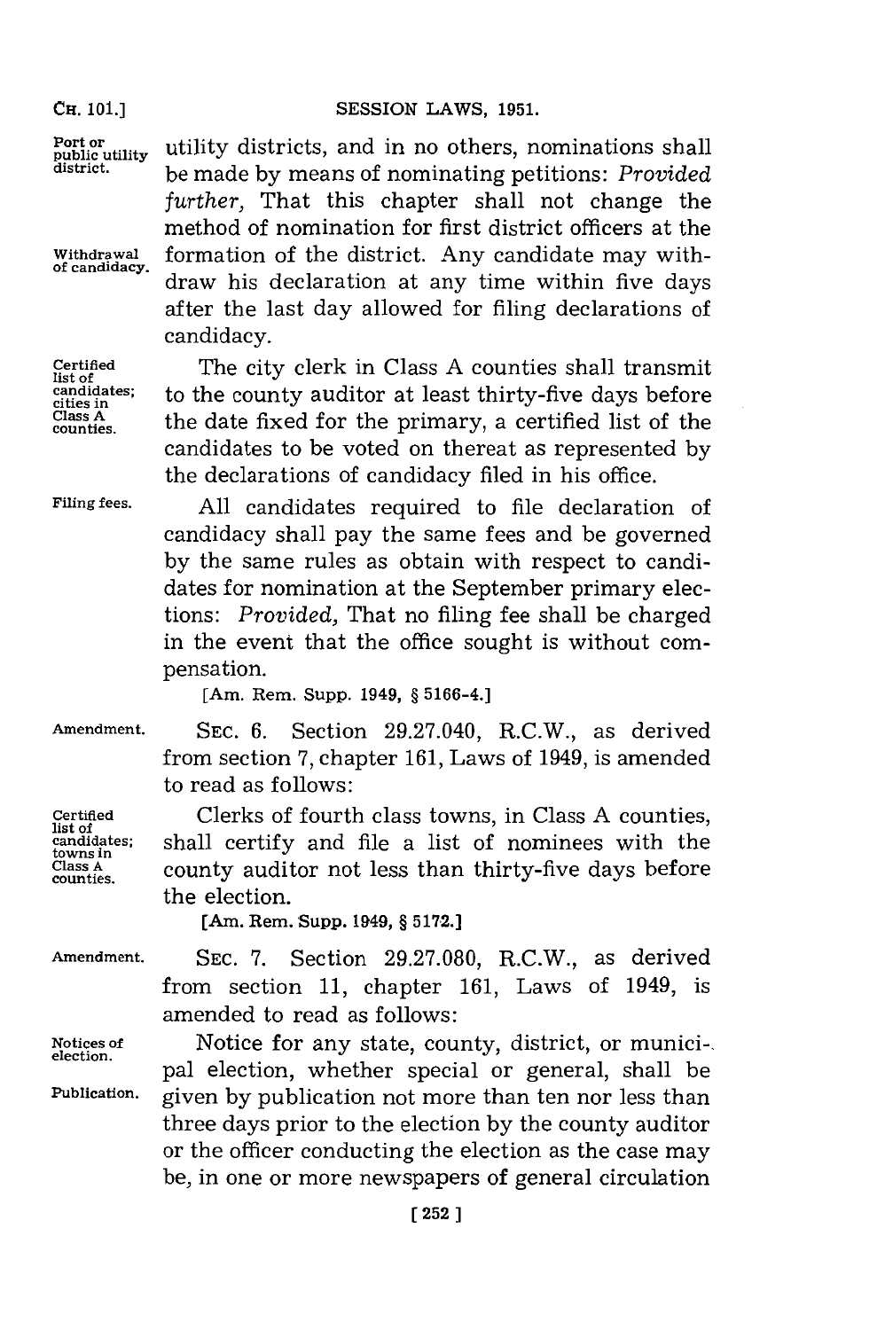utility districts, and in no others, nominations shall be made by means of nominating petitions: *Provided further,* That this chapter shall not change the method of nomination for first district officers at the formation of the district. Any candidate may withdraw his declaration at any time within five days after the last day allowed for filing declarations of candidacy.

Port or public utility district.

Withdrawal of candidacy.

Certified list of candidates; cities in Class A counties.

The city clerk in Class A counties shall transmit to the county auditor at least thirty-five days before the date fixed for the primary, a certified list of the candidates to be voted on thereat as represented by the declarations of candidacy filed in his office.

Filing fees.

All candidates required to file declaration of candidacy shall pay the same fees and be governed by the same rules as obtain with respect to candidates for nomination at the September primary elections: *Provided,* That no filing fee shall be charged in the event that the office sought is without compensation.

[Am. Rem. Supp. 1949, § 5166-4.]

Amendment.

SEC. 6. Section 29.27.040, R.C.W., as derived from section 7, chapter 161, Laws of 1949, is amended to read as follows:

Certified list of candidates; towns in Class A counties.

Clerks of fourth class towns, in Class A counties, shall certify and file a list of nominees with the county auditor not less than thirty-five days before the election.

[Am. Rem. Supp. 1949, § 5172.]

Amendment.

SEC. 7. Section 29.27.080, R.C.W., as derived from section 11, chapter 161, Laws of 1949, is amended to read as follows:

Notices of election.

Publication.

Notice for any state, county, district, or municipal election, whether special or general, shall be given by publication not more than ten nor less than three days prior to the election by the county auditor or the officer conducting the election as the case may be, in one or more newspapers of general circulation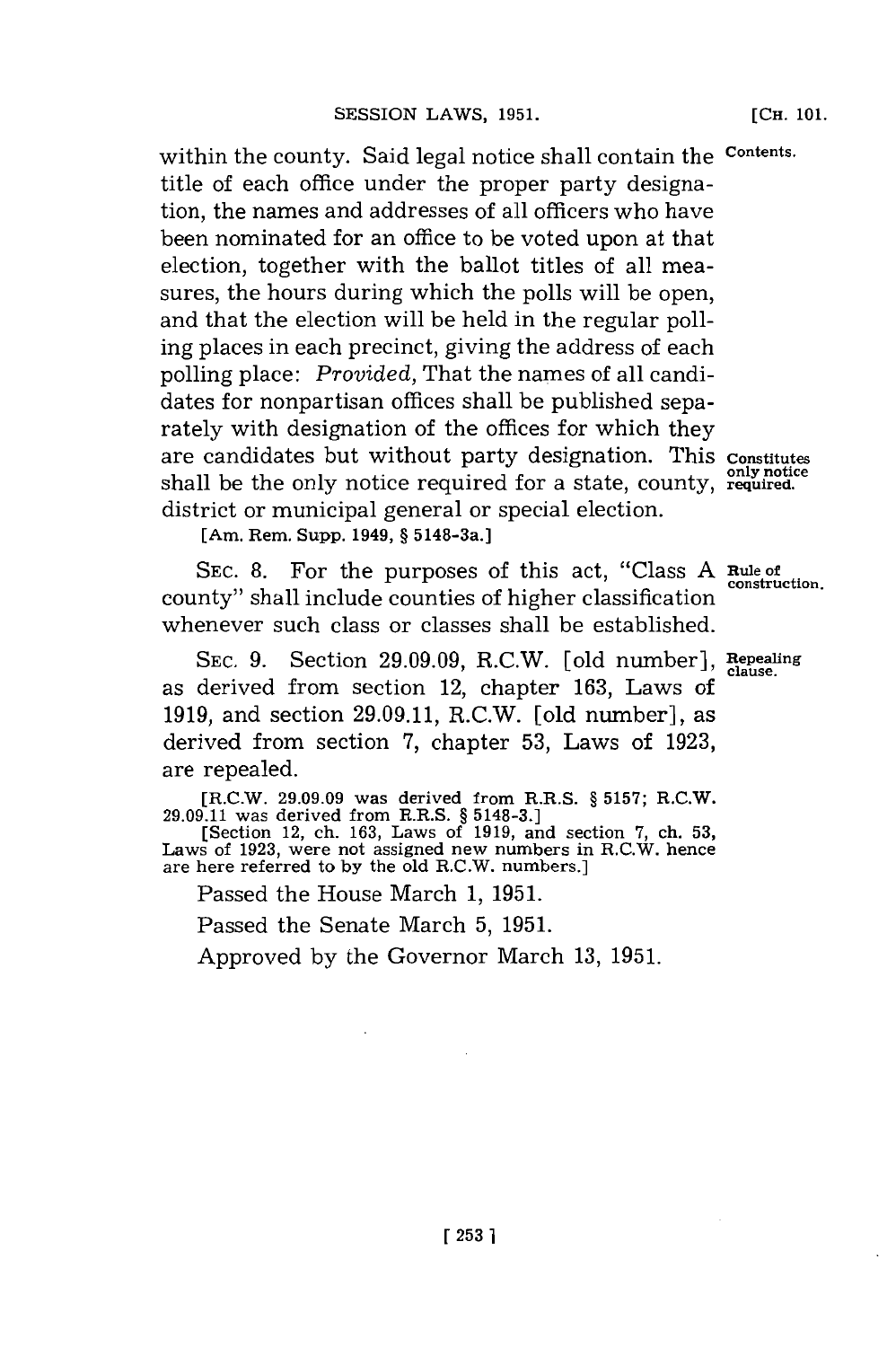within the county. Said legal notice shall contain the title of each office under the proper party designation, the names and addresses of all officers who have been nominated for an office to be voted upon at that election, together with the ballot titles of all measures, the hours during which the polls will be open, and that the election will be held in the regular polling places in each precinct, giving the address of each polling place: *Provided,* That the names of all candidates for nonpartisan offices shall be published separately with designation of the offices for which they are candidates but without party designation. This shall be the only notice required for a state, county, district or municipal general or special election.

**Contents.**

**Constitutes only notice required.**

[Am. Rem. Supp. 1949, § 5148-3a.]

SEC. 8. For the purposes of this act, "Class A county" shall include counties of higher classification whenever such class or classes shall be established.

**Rule of construction.**

SEC. 9. Section 29.09.09, R.C.W. [old number], as derived from section 12, chapter 163, Laws of 1919, and section 29.09.11, R.C.W. [old number], as derived from section 7, chapter 53, Laws of 1923, are repealed.

**Repealing clause.**

[R.C.W. 29.09.09 was derived from R.R.S. § 5157; R.C.W. 29.09.11 was derived from R.R.S. § 5148-3.]

[Section 12, ch. 163, Laws of 1919, and section 7, ch. 53, Laws of 1923, were not assigned new numbers in R.C.W. hence are here referred to by the old R.C.W. numbers.]

Passed the House March 1, 1951.

Passed the Senate March 5, 1951.

Approved by the Governor March 13, 1951.